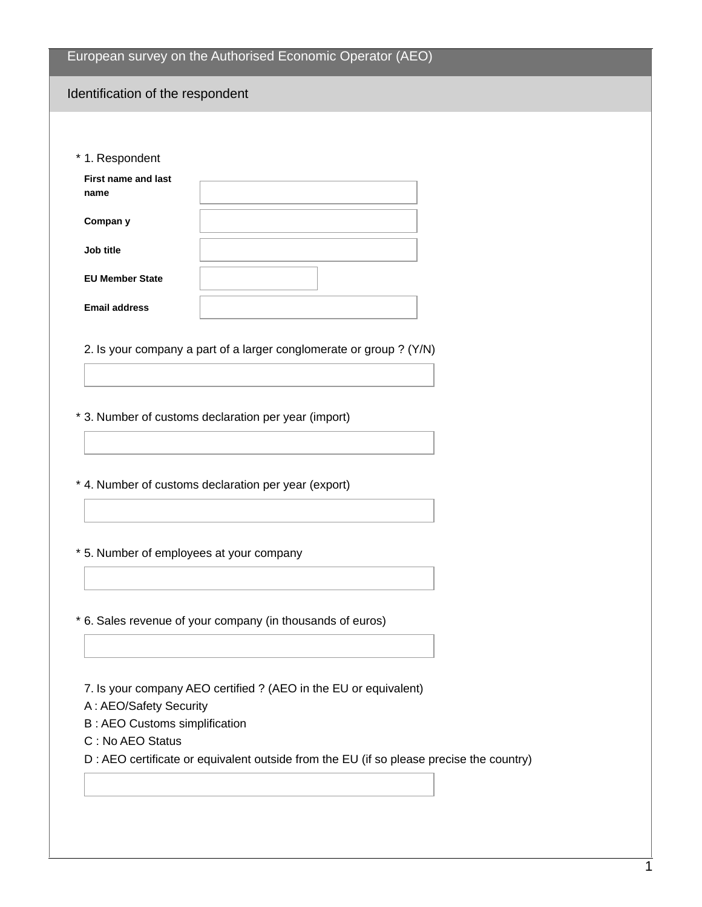# European survey on the Authorised Economic Operator (AEO)

## Identification of the respondent

\* 1. Respondent

| | |
|---|---|
| **First name and last name** | |
| **Compan y** | |
| **Job title** | |
| **EU Member State** | |
| **Email address** | |

2. Is your company a part of a larger conglomerate or group ? (Y/N)

\* 3. Number of customs declaration per year (import)

\* 4. Number of customs declaration per year (export)

\* 5. Number of employees at your company

\* 6. Sales revenue of your company (in thousands of euros)

7. Is your company AEO certified ? (AEO in the EU or equivalent)

A : AEO/Safety Security

B : AEO Customs simplification

C : No AEO Status

D : AEO certificate or equivalent outside from the EU (if so please precise the country)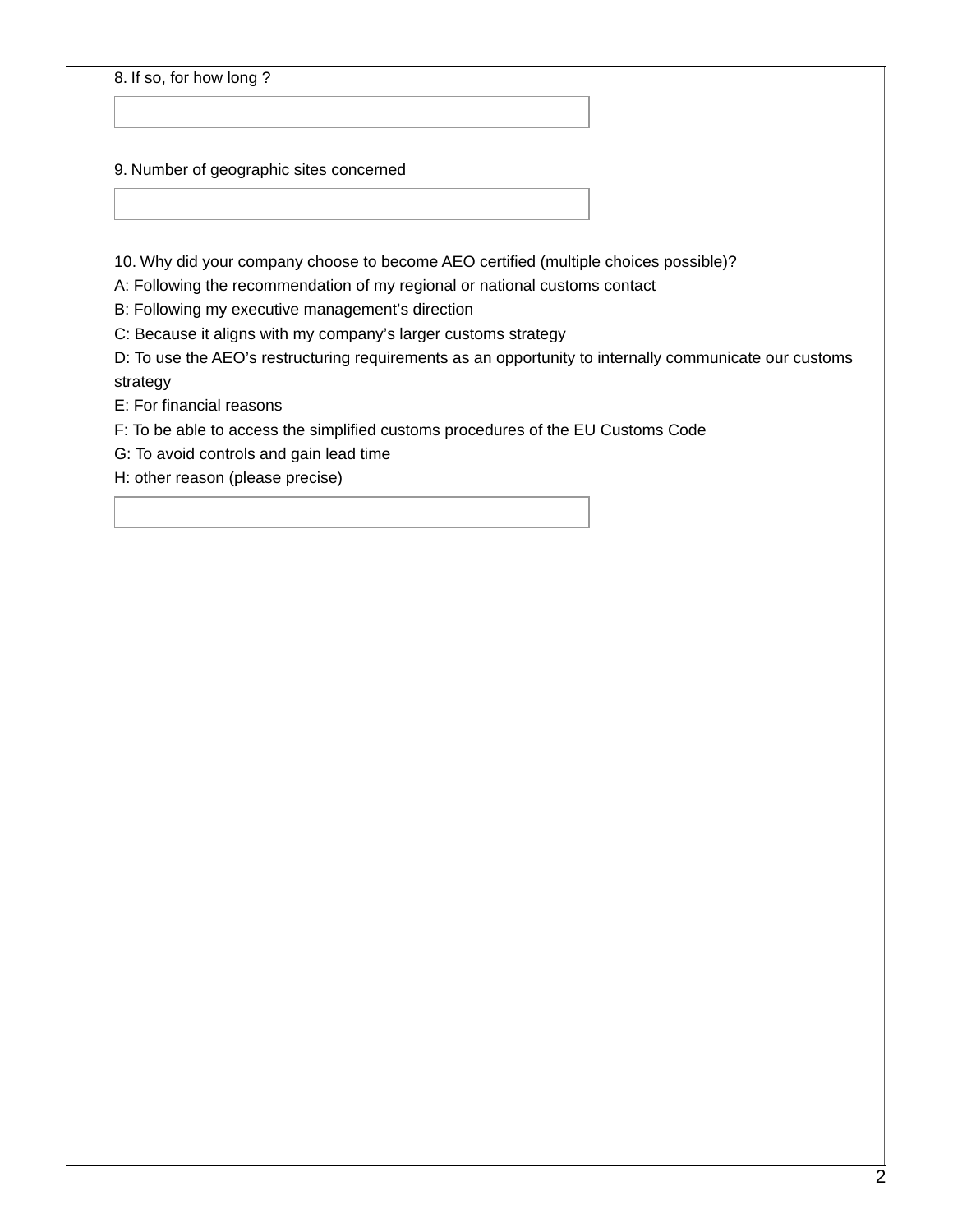8. If so, for how long ?

9. Number of geographic sites concerned

10. Why did your company choose to become AEO certified (multiple choices possible)?

A: Following the recommendation of my regional or national customs contact

B: Following my executive management’s direction

C: Because it aligns with my company’s larger customs strategy

D: To use the AEO’s restructuring requirements as an opportunity to internally communicate our customs strategy

E: For financial reasons

F: To be able to access the simplified customs procedures of the EU Customs Code

G: To avoid controls and gain lead time

H: other reason (please precise)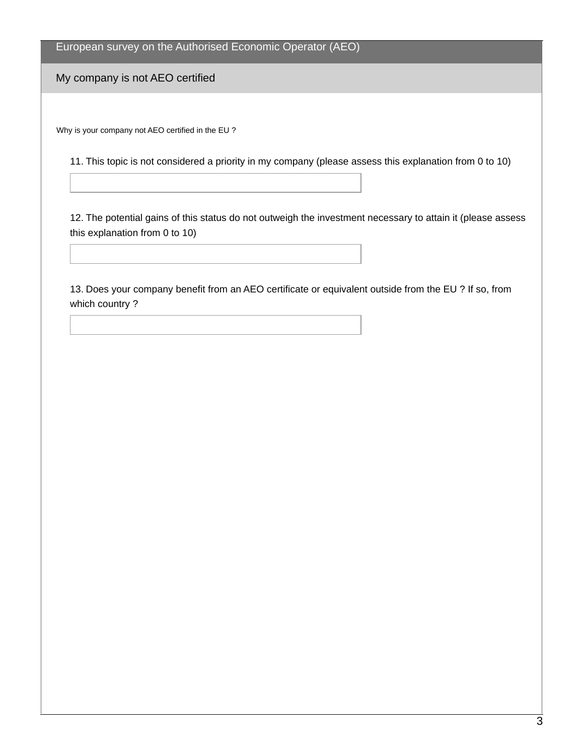# European survey on the Authorised Economic Operator (AEO)

## My company is not AEO certified

Why is your company not AEO certified in the EU ?

11. This topic is not considered a priority in my company (please assess this explanation from 0 to 10)

12. The potential gains of this status do not outweigh the investment necessary to attain it (please assess this explanation from 0 to 10)

13. Does your company benefit from an AEO certificate or equivalent outside from the EU ? If so, from which country ?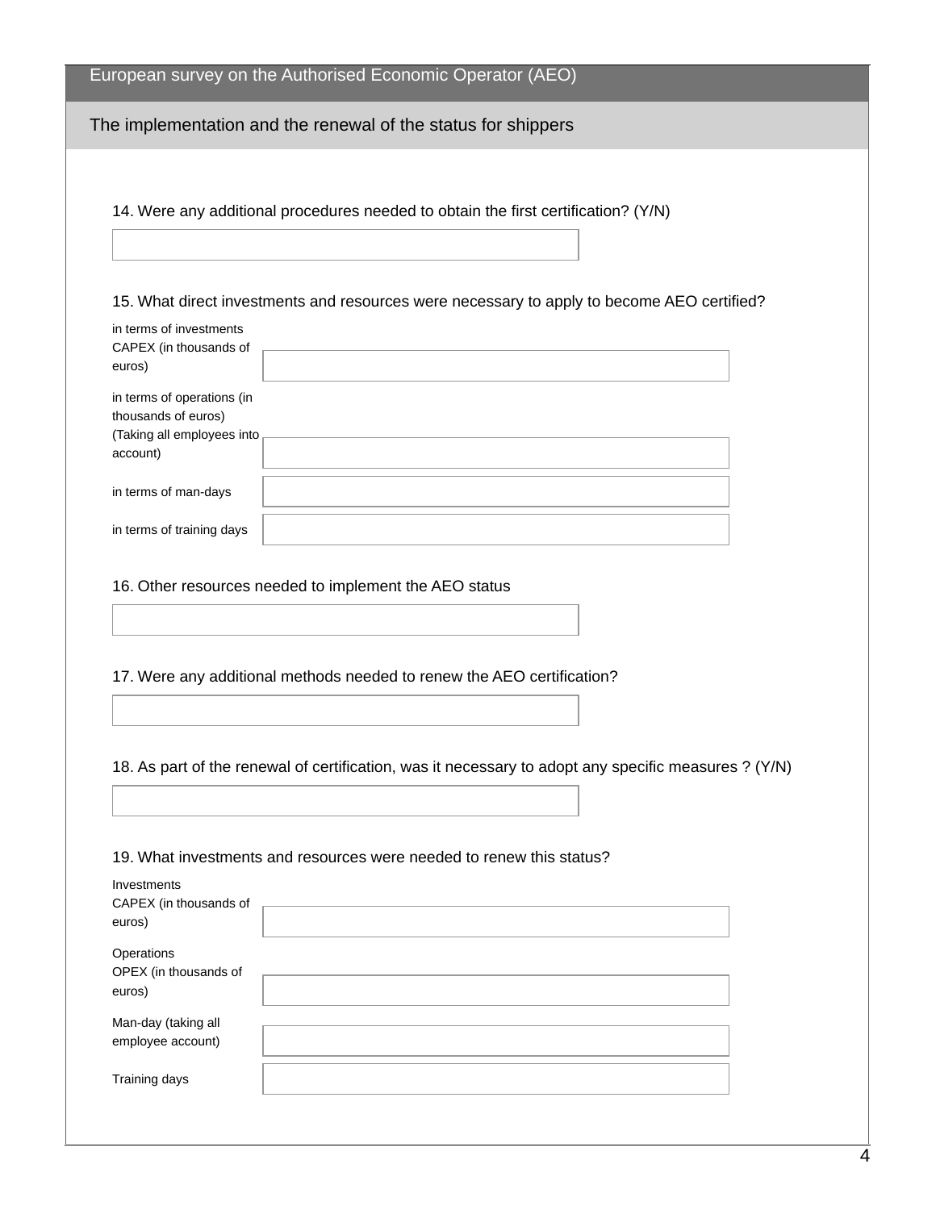European survey on the Authorised Economic Operator (AEO)

## The implementation and the renewal of the status for shippers

14. Were any additional procedures needed to obtain the first certification? (Y/N)

15. What direct investments and resources were necessary to apply to become AEO certified?

| | |
|---|---|
| in terms of investments CAPEX (in thousands of euros) | |
| in terms of operations (in thousands of euros) (Taking all employees into account) | |
| in terms of man-days | |
| in terms of training days | |

16. Other resources needed to implement the AEO status

17. Were any additional methods needed to renew the AEO certification?

18. As part of the renewal of certification, was it necessary to adopt any specific measures ? (Y/N)

19. What investments and resources were needed to renew this status?

| | |
|---|---|
| Investments CAPEX (in thousands of euros) | |
| Operations OPEX (in thousands of euros) | |
| Man-day (taking all employee account) | |
| Training days | |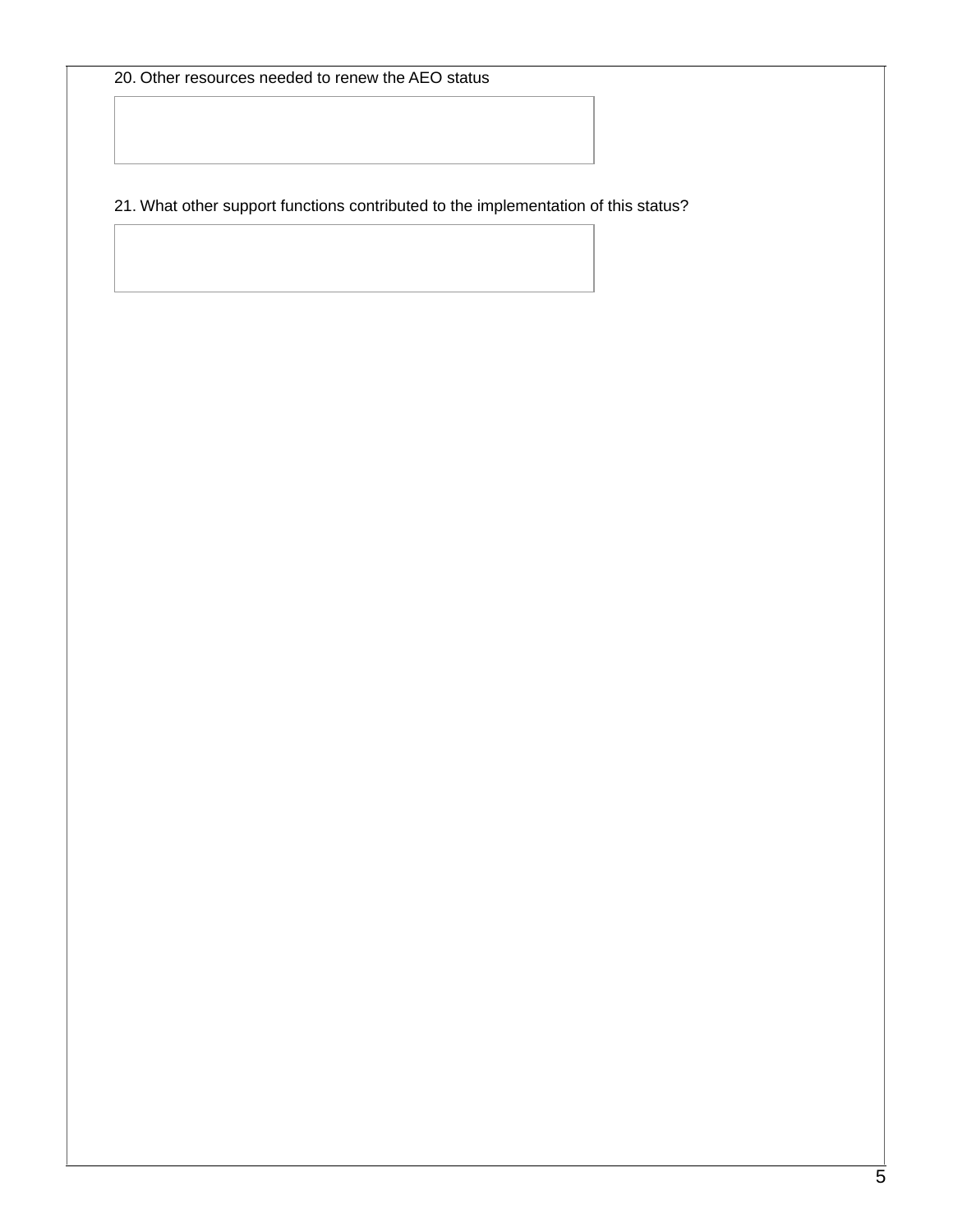20. Other resources needed to renew the AEO status

21. What other support functions contributed to the implementation of this status?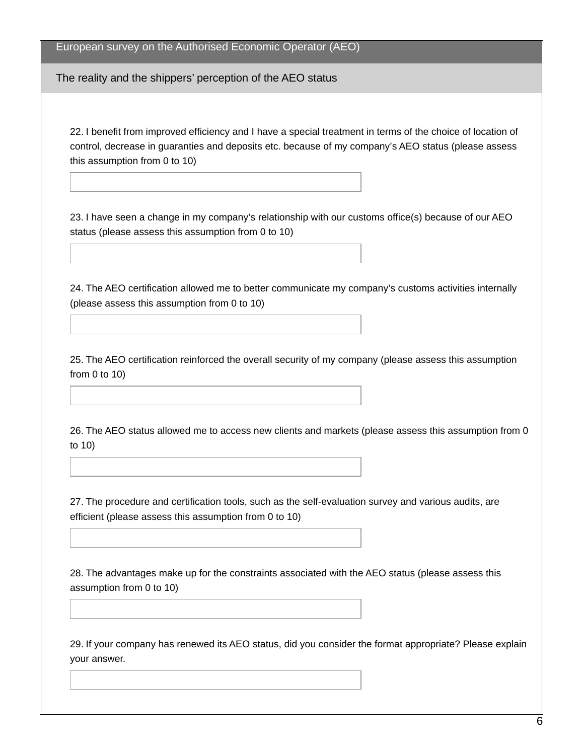European survey on the Authorised Economic Operator (AEO)

## The reality and the shippers' perception of the AEO status

22. I benefit from improved efficiency and I have a special treatment in terms of the choice of location of control, decrease in guaranties and deposits etc. because of my company's AEO status (please assess this assumption from 0 to 10)

23. I have seen a change in my company's relationship with our customs office(s) because of our AEO status (please assess this assumption from 0 to 10)

24. The AEO certification allowed me to better communicate my company's customs activities internally (please assess this assumption from 0 to 10)

25. The AEO certification reinforced the overall security of my company (please assess this assumption from 0 to 10)

26. The AEO status allowed me to access new clients and markets (please assess this assumption from 0 to 10)

27. The procedure and certification tools, such as the self-evaluation survey and various audits, are efficient (please assess this assumption from 0 to 10)

28. The advantages make up for the constraints associated with the AEO status (please assess this assumption from 0 to 10)

29. If your company has renewed its AEO status, did you consider the format appropriate? Please explain your answer.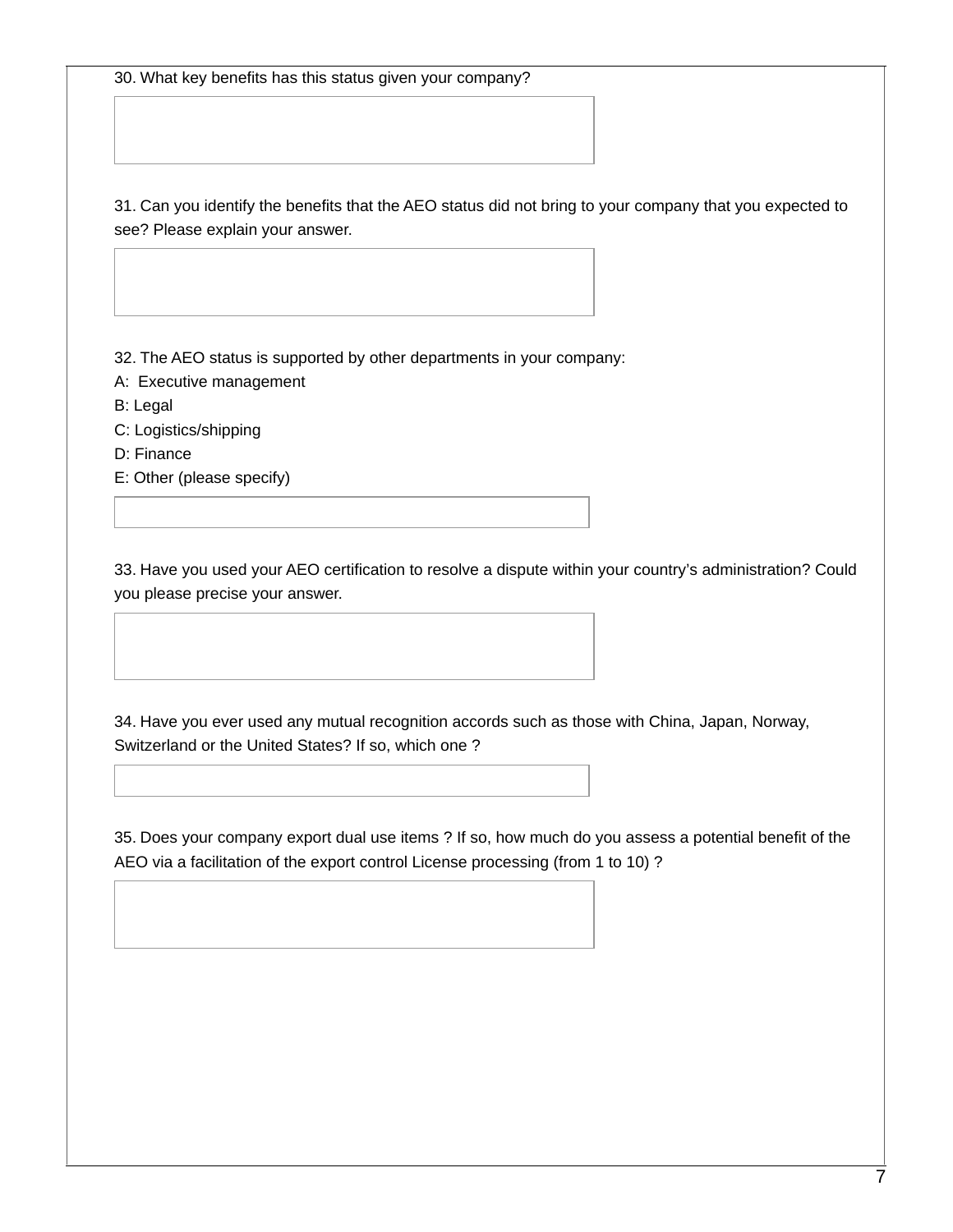30. What key benefits has this status given your company?

31. Can you identify the benefits that the AEO status did not bring to your company that you expected to see? Please explain your answer.

32. The AEO status is supported by other departments in your company:
A:  Executive management
B: Legal
C: Logistics/shipping
D: Finance
E: Other (please specify)

33. Have you used your AEO certification to resolve a dispute within your country's administration? Could you please precise your answer.

34. Have you ever used any mutual recognition accords such as those with China, Japan, Norway, Switzerland or the United States? If so, which one ?

35. Does your company export dual use items ? If so, how much do you assess a potential benefit of the AEO via a facilitation of the export control License processing (from 1 to 10) ?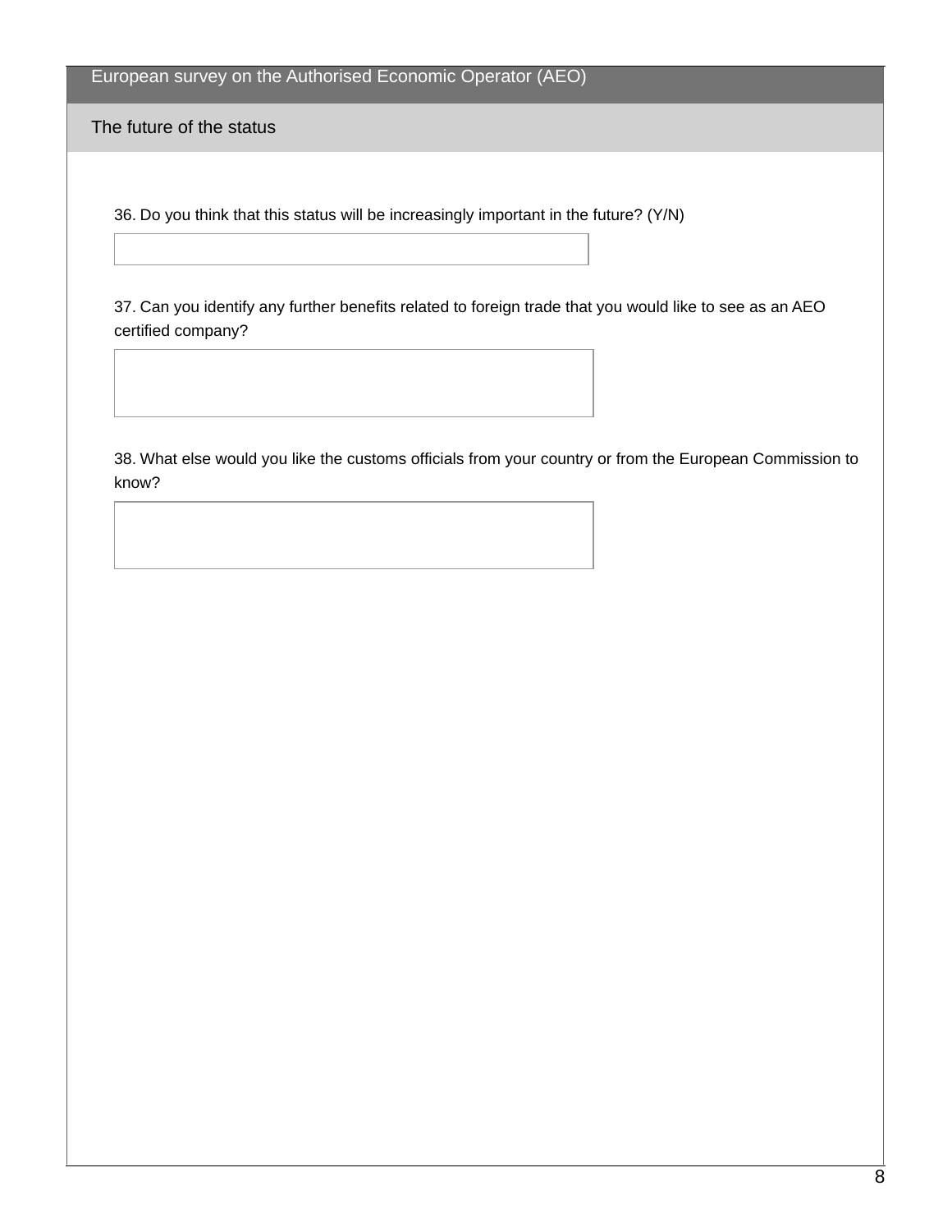European survey on the Authorised Economic Operator (AEO)

## The future of the status

36. Do you think that this status will be increasingly important in the future? (Y/N)

37. Can you identify any further benefits related to foreign trade that you would like to see as an AEO certified company?

38. What else would you like the customs officials from your country or from the European Commission to know?